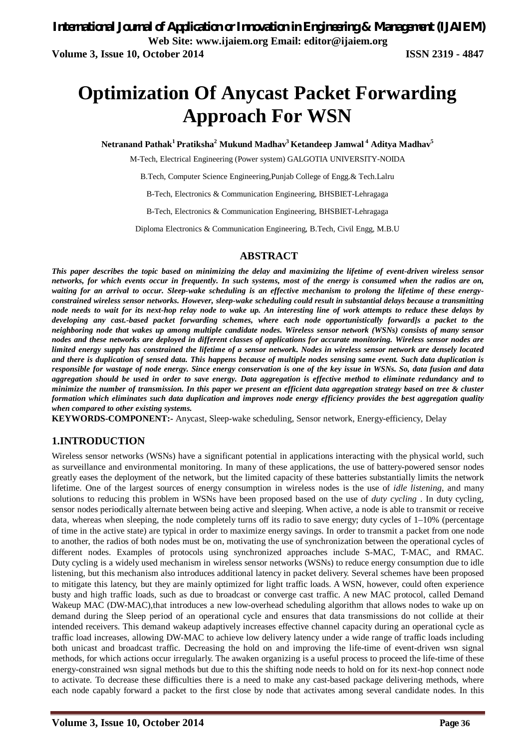# Optimization Of Anycast Packet Forwarding Approach For WSN

**Netranand Pathak[1] Pratiksha[2] Mukund Madhav[3] Ketandeep Jamwal[4] Aditya Madhav[5]**

M-Tech, Electrical Engineering (Power system) GALGOTIA UNIVERSITY-NOIDA

B.Tech, Computer Science Engineering,Punjab College of Engg.& Tech.Lalru

B-Tech, Electronics & Communication Engineering, BHSBIET-Lehragaga

B-Tech, Electronics & Communication Engineering, BHSBIET-Lehragaga

Diploma Electronics & Communication Engineering, B.Tech, Civil Engg, M.B.U

## ABSTRACT

***This paper describes the topic based on minimizing the delay and maximizing the lifetime of event-driven wireless sensor networks, for which events occur in frequently. In such systems, most of the energy is consumed when the radios are on, waiting for an arrival to occur. Sleep-wake scheduling is an effective mechanism to prolong the lifetime of these energy-constrained wireless sensor networks. However, sleep-wake scheduling could result in substantial delays because a transmitting node needs to wait for its next-hop relay node to wake up. An interesting line of work attempts to reduce these delays by developing any cast.-based packet forwarding schemes, where each node opportunistically forward]s a packet to the neighboring node that wakes up among multiple candidate nodes. Wireless sensor network (WSNs) consists of many sensor nodes and these networks are deployed in different classes of applications for accurate monitoring. Wireless sensor nodes are limited energy supply has constrained the lifetime of a sensor network. Nodes in wireless sensor network are densely located and there is duplication of sensed data. This happens because of multiple nodes sensing same event. Such data duplication is responsible for wastage of node energy. Since energy conservation is one of the key issue in WSNs. So, data fusion and data aggregation should be used in order to save energy. Data aggregation is effective method to eliminate redundancy and to minimize the number of transmission. In this paper we present an efficient data aggregation strategy based on tree & cluster formation which eliminates such data duplication and improves node energy efficiency provides the best aggregation quality when compared to other existing systems.***

**KEYWORDS-COMPONENT:-** Anycast, Sleep-wake scheduling, Sensor network, Energy-efficiency, Delay

## 1.INTRODUCTION

Wireless sensor networks (WSNs) have a significant potential in applications interacting with the physical world, such as surveillance and environmental monitoring. In many of these applications, the use of battery-powered sensor nodes greatly eases the deployment of the network, but the limited capacity of these batteries substantially limits the network lifetime. One of the largest sources of energy consumption in wireless nodes is the use of *idle listening*, and many solutions to reducing this problem in WSNs have been proposed based on the use of *duty cycling* . In duty cycling, sensor nodes periodically alternate between being active and sleeping. When active, a node is able to transmit or receive data, whereas when sleeping, the node completely turns off its radio to save energy; duty cycles of 1–10% (percentage of time in the active state) are typical in order to maximize energy savings. In order to transmit a packet from one node to another, the radios of both nodes must be on, motivating the use of synchronization between the operational cycles of different nodes. Examples of protocols using synchronized approaches include S-MAC, T-MAC, and RMAC. Duty cycling is a widely used mechanism in wireless sensor networks (WSNs) to reduce energy consumption due to idle listening, but this mechanism also introduces additional latency in packet delivery. Several schemes have been proposed to mitigate this latency, but they are mainly optimized for light traffic loads. A WSN, however, could often experience busty and high traffic loads, such as due to broadcast or converge cast traffic. A new MAC protocol, called Demand Wakeup MAC (DW-MAC),that introduces a new low-overhead scheduling algorithm that allows nodes to wake up on demand during the Sleep period of an operational cycle and ensures that data transmissions do not collide at their intended receivers. This demand wakeup adaptively increases effective channel capacity during an operational cycle as traffic load increases, allowing DW-MAC to achieve low delivery latency under a wide range of traffic loads including both unicast and broadcast traffic. Decreasing the hold on and improving the life-time of event-driven wsn signal methods, for which actions occur irregularly. The awaken organizing is a useful process to proceed the life-time of these energy-constrained wsn signal methods but due to this the shifting node needs to hold on for its next-hop connect node to activate. To decrease these difficulties there is a need to make any cast-based package delivering methods, where each node capably forward a packet to the first close by node that activates among several candidate nodes. In this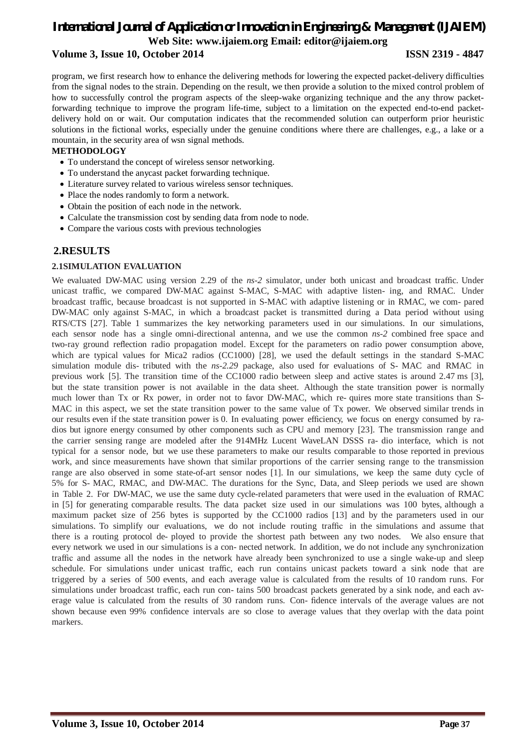program, we first research how to enhance the delivering methods for lowering the expected packet-delivery difficulties from the signal nodes to the strain. Depending on the result, we then provide a solution to the mixed control problem of how to successfully control the program aspects of the sleep-wake organizing technique and the any throw packet-forwarding technique to improve the program life-time, subject to a limitation on the expected end-to-end packet-delivery hold on or wait. Our computation indicates that the recommended solution can outperform prior heuristic solutions in the fictional works, especially under the genuine conditions where there are challenges, e.g., a lake or a mountain, in the security area of wsn signal methods.

**METHODOLOGY**

- To understand the concept of wireless sensor networking.
- To understand the anycast packet forwarding technique.
- Literature survey related to various wireless sensor techniques.
- Place the nodes randomly to form a network.
- Obtain the position of each node in the network.
- Calculate the transmission cost by sending data from node to node.
- Compare the various costs with previous technologies

## 2.RESULTS

### 2.1SIMULATION EVALUATION

We evaluated DW-MAC using version 2.29 of the *ns-2* simulator, under both unicast and broadcast traffic. Under unicast traffic, we compared DW-MAC against S-MAC, S-MAC with adaptive listen- ing, and RMAC. Under broadcast traffic, because broadcast is not supported in S-MAC with adaptive listening or in RMAC, we com- pared DW-MAC only against S-MAC, in which a broadcast packet is transmitted during a Data period without using RTS/CTS [27]. Table 1 summarizes the key networking parameters used in our simulations. In our simulations, each sensor node has a single omni-directional antenna, and we use the common *ns-2* combined free space and two-ray ground reflection radio propagation model. Except for the parameters on radio power consumption above, which are typical values for Mica2 radios (CC1000) [28], we used the default settings in the standard S-MAC simulation module dis- tributed with the *ns-2.29* package, also used for evaluations of S- MAC and RMAC in previous work [5]. The transition time of the CC1000 radio between sleep and active states is around 2.47 ms [3], but the state transition power is not available in the data sheet. Although the state transition power is normally much lower than Tx or Rx power, in order not to favor DW-MAC, which re- quires more state transitions than S-MAC in this aspect, we set the state transition power to the same value of Tx power. We observed similar trends in our results even if the state transition power is 0. In evaluating power efficiency, we focus on energy consumed by ra- dios but ignore energy consumed by other components such as CPU and memory [23]. The transmission range and the carrier sensing range are modeled after the 914MHz Lucent WaveLAN DSSS ra- dio interface, which is not typical for a sensor node, but we use these parameters to make our results comparable to those reported in previous work, and since measurements have shown that similar proportions of the carrier sensing range to the transmission range are also observed in some state-of-art sensor nodes [1]. In our simulations, we keep the same duty cycle of 5% for S- MAC, RMAC, and DW-MAC. The durations for the Sync, Data, and Sleep periods we used are shown in Table 2. For DW-MAC, we use the same duty cycle-related parameters that were used in the evaluation of RMAC in [5] for generating comparable results. The data packet size used in our simulations was 100 bytes, although a maximum packet size of 256 bytes is supported by the CC1000 radios [13] and by the parameters used in our simulations. To simplify our evaluations, we do not include routing traffic in the simulations and assume that there is a routing protocol de- ployed to provide the shortest path between any two nodes. We also ensure that every network we used in our simulations is a con- nected network. In addition, we do not include any synchronization traffic and assume all the nodes in the network have already been synchronized to use a single wake-up and sleep schedule. For simulations under unicast traffic, each run contains unicast packets toward a sink node that are triggered by a series of 500 events, and each average value is calculated from the results of 10 random runs. For simulations under broadcast traffic, each run con- tains 500 broadcast packets generated by a sink node, and each av- erage value is calculated from the results of 30 random runs. Con- fidence intervals of the average values are not shown because even 99% confidence intervals are so close to average values that they overlap with the data point markers.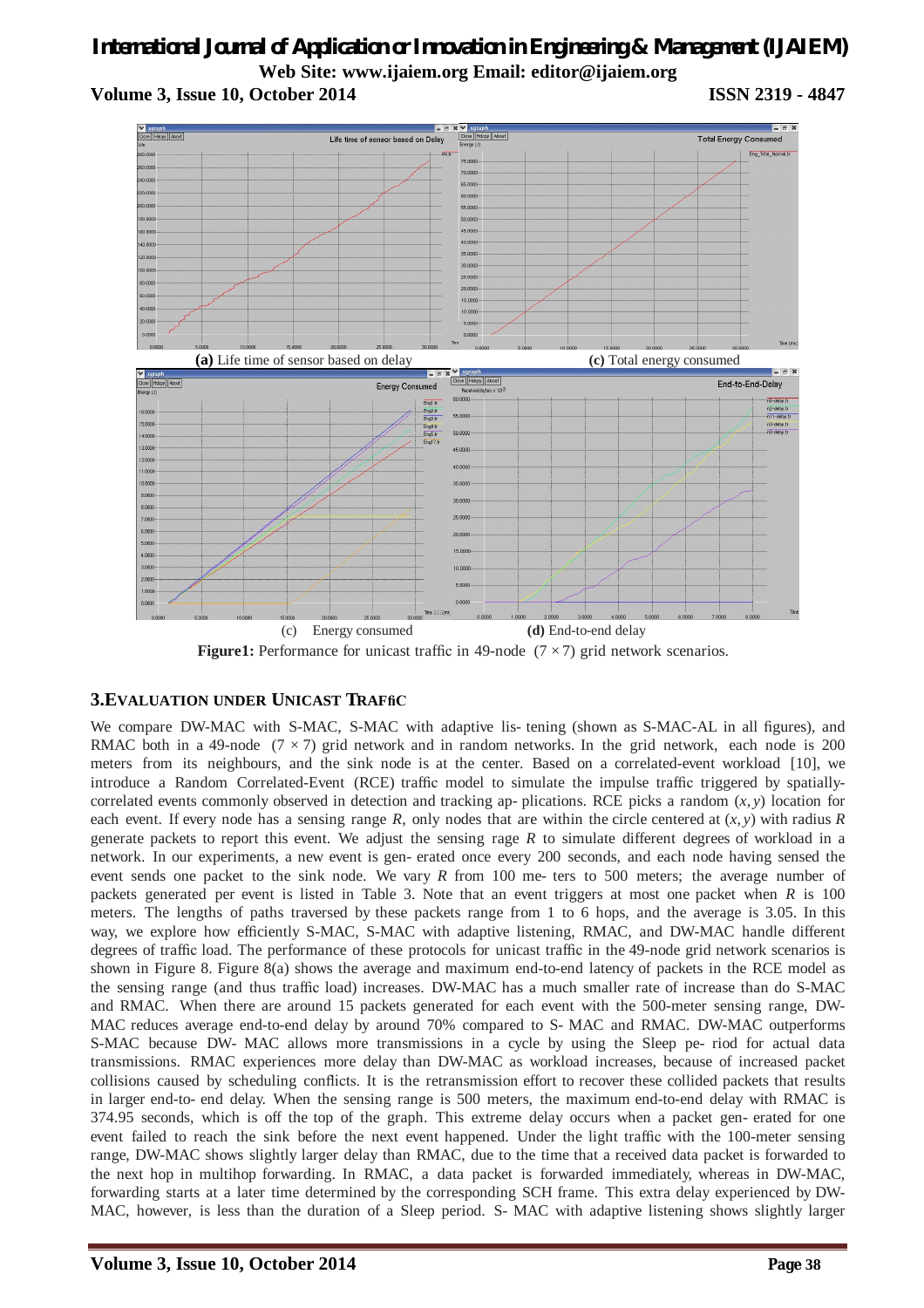**(a)** Life time of sensor based on delay

**(c)** Total energy consumed

(c) Energy consumed

**(d)** End-to-end delay

**Figure1:** Performance for unicast traffic in 49-node $(7 \times 7)$ grid network scenarios.

## 3.EVALUATION UNDER UNICAST TRAFfiC

We compare DW-MAC with S-MAC, S-MAC with adaptive lis- tening (shown as S-MAC-AL in all figures), and RMAC both in a 49-node $(7 \times 7)$ grid network and in random networks. In the grid network, each node is 200 meters from its neighbours, and the sink node is at the center. Based on a correlated-event workload [10], we introduce a Random Correlated-Event (RCE) traffic model to simulate the impulse traffic triggered by spatially-correlated events commonly observed in detection and tracking ap- plications. RCE picks a random $(x, y)$ location for each event. If every node has a sensing range $R$, only nodes that are within the circle centered at $(x, y)$ with radius $R$ generate packets to report this event. We adjust the sensing rage $R$ to simulate different degrees of workload in a network. In our experiments, a new event is gen- erated once every 200 seconds, and each node having sensed the event sends one packet to the sink node. We vary $R$ from 100 me- ters to 500 meters; the average number of packets generated per event is listed in Table 3. Note that an event triggers at most one packet when $R$ is 100 meters. The lengths of paths traversed by these packets range from 1 to 6 hops, and the average is 3.05. In this way, we explore how efficiently S-MAC, S-MAC with adaptive listening, RMAC, and DW-MAC handle different degrees of traffic load. The performance of these protocols for unicast traffic in the 49-node grid network scenarios is shown in Figure 8. Figure 8(a) shows the average and maximum end-to-end latency of packets in the RCE model as the sensing range (and thus traffic load) increases. DW-MAC has a much smaller rate of increase than do S-MAC and RMAC. When there are around 15 packets generated for each event with the 500-meter sensing range, DW-MAC reduces average end-to-end delay by around 70% compared to S- MAC and RMAC. DW-MAC outperforms S-MAC because DW- MAC allows more transmissions in a cycle by using the Sleep pe- riod for actual data transmissions. RMAC experiences more delay than DW-MAC as workload increases, because of increased packet collisions caused by scheduling conflicts. It is the retransmission effort to recover these collided packets that results in larger end-to- end delay. When the sensing range is 500 meters, the maximum end-to-end delay with RMAC is 374.95 seconds, which is off the top of the graph. This extreme delay occurs when a packet gen- erated for one event failed to reach the sink before the next event happened. Under the light traffic with the 100-meter sensing range, DW-MAC shows slightly larger delay than RMAC, due to the time that a received data packet is forwarded to the next hop in multihop forwarding. In RMAC, a data packet is forwarded immediately, whereas in DW-MAC, forwarding starts at a later time determined by the corresponding SCH frame. This extra delay experienced by DW-MAC, however, is less than the duration of a Sleep period. S- MAC with adaptive listening shows slightly larger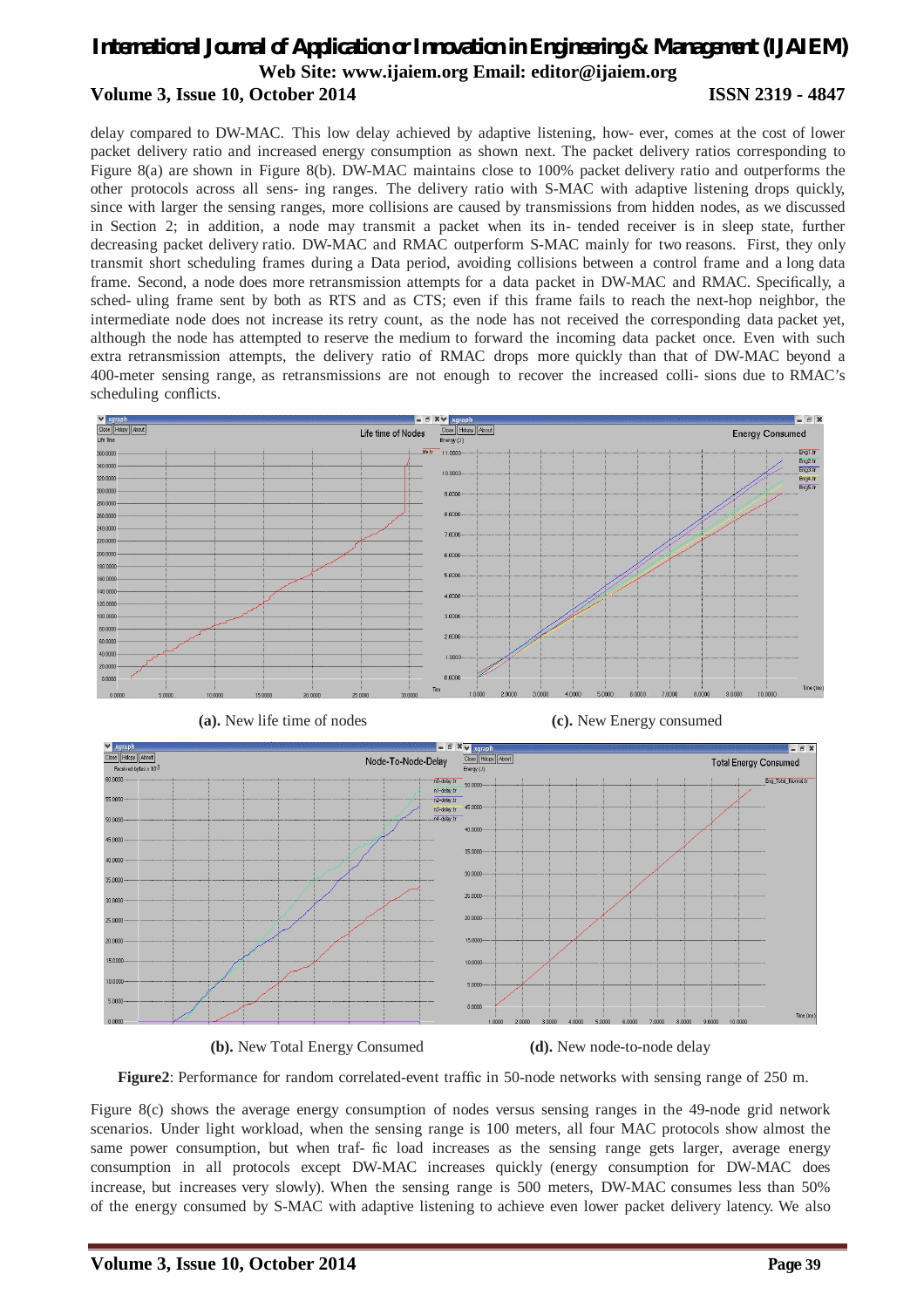delay compared to DW-MAC. This low delay achieved by adaptive listening, how- ever, comes at the cost of lower packet delivery ratio and increased energy consumption as shown next. The packet delivery ratios corresponding to Figure 8(a) are shown in Figure 8(b). DW-MAC maintains close to 100% packet delivery ratio and outperforms the other protocols across all sens- ing ranges. The delivery ratio with S-MAC with adaptive listening drops quickly, since with larger the sensing ranges, more collisions are caused by transmissions from hidden nodes, as we discussed in Section 2; in addition, a node may transmit a packet when its in- tended receiver is in sleep state, further decreasing packet delivery ratio. DW-MAC and RMAC outperform S-MAC mainly for two reasons. First, they only transmit short scheduling frames during a Data period, avoiding collisions between a control frame and a long data frame. Second, a node does more retransmission attempts for a data packet in DW-MAC and RMAC. Specifically, a sched- uling frame sent by both as RTS and as CTS; even if this frame fails to reach the next-hop neighbor, the intermediate node does not increase its retry count, as the node has not received the corresponding data packet yet, although the node has attempted to reserve the medium to forward the incoming data packet once. Even with such extra retransmission attempts, the delivery ratio of RMAC drops more quickly than that of DW-MAC beyond a 400-meter sensing range, as retransmissions are not enough to recover the increased colli- sions due to RMAC's scheduling conflicts.

**(a).** New life time of nodes

**(c).** New Energy consumed

**(b).** New Total Energy Consumed

**(d).** New node-to-node delay

**Figure2**: Performance for random correlated-event traffic in 50-node networks with sensing range of 250 m.

Figure 8(c) shows the average energy consumption of nodes versus sensing ranges in the 49-node grid network scenarios. Under light workload, when the sensing range is 100 meters, all four MAC protocols show almost the same power consumption, but when traf- fic load increases as the sensing range gets larger, average energy consumption in all protocols except DW-MAC increases quickly (energy consumption for DW-MAC does increase, but increases very slowly). When the sensing range is 500 meters, DW-MAC consumes less than 50% of the energy consumed by S-MAC with adaptive listening to achieve even lower packet delivery latency. We also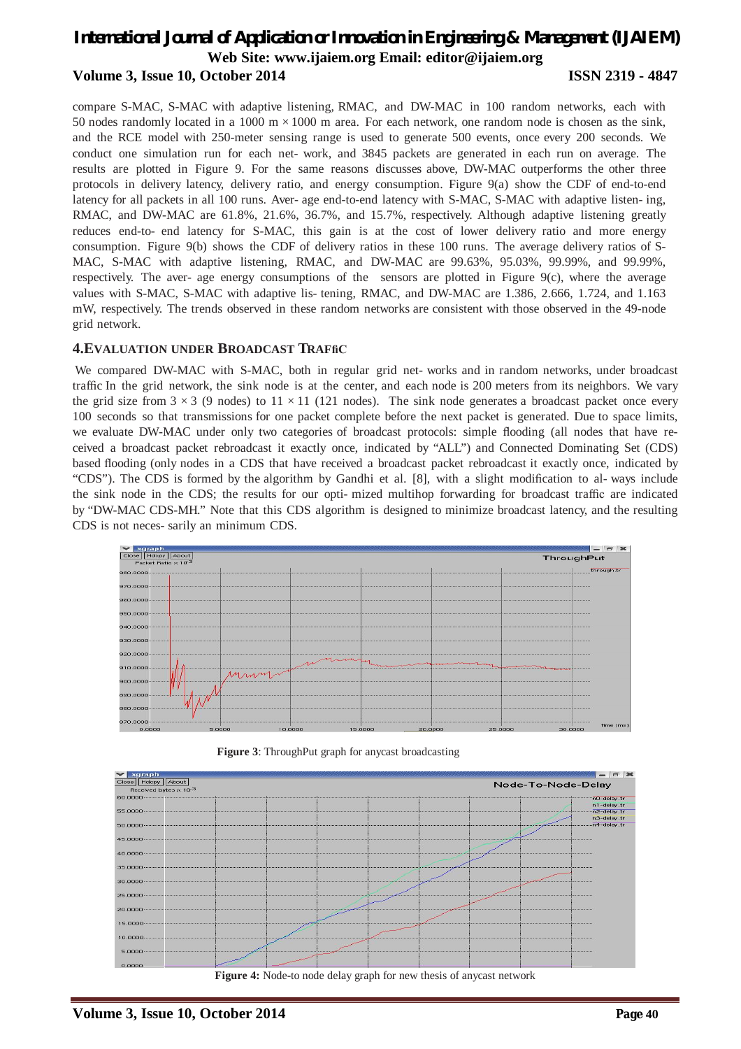compare S-MAC, S-MAC with adaptive listening, RMAC, and DW-MAC in 100 random networks, each with 50 nodes randomly located in a 1000 m × 1000 m area. For each network, one random node is chosen as the sink, and the RCE model with 250-meter sensing range is used to generate 500 events, once every 200 seconds. We conduct one simulation run for each net- work, and 3845 packets are generated in each run on average. The results are plotted in Figure 9. For the same reasons discusses above, DW-MAC outperforms the other three protocols in delivery latency, delivery ratio, and energy consumption. Figure 9(a) show the CDF of end-to-end latency for all packets in all 100 runs. Aver- age end-to-end latency with S-MAC, S-MAC with adaptive listen- ing, RMAC, and DW-MAC are 61.8%, 21.6%, 36.7%, and 15.7%, respectively. Although adaptive listening greatly reduces end-to- end latency for S-MAC, this gain is at the cost of lower delivery ratio and more energy consumption. Figure 9(b) shows the CDF of delivery ratios in these 100 runs. The average delivery ratios of S-MAC, S-MAC with adaptive listening, RMAC, and DW-MAC are 99.63%, 95.03%, 99.99%, and 99.99%, respectively. The aver- age energy consumptions of the sensors are plotted in Figure 9(c), where the average values with S-MAC, S-MAC with adaptive lis- tening, RMAC, and DW-MAC are 1.386, 2.666, 1.724, and 1.163 mW, respectively. The trends observed in these random networks are consistent with those observed in the 49-node grid network.

## 4.Evaluation under Broadcast Traffic

We compared DW-MAC with S-MAC, both in regular grid net- works and in random networks, under broadcast traffic In the grid network, the sink node is at the center, and each node is 200 meters from its neighbors. We vary the grid size from 3 × 3 (9 nodes) to 11 × 11 (121 nodes). The sink node generates a broadcast packet once every 100 seconds so that transmissions for one packet complete before the next packet is generated. Due to space limits, we evaluate DW-MAC under only two categories of broadcast protocols: simple flooding (all nodes that have re- ceived a broadcast packet rebroadcast it exactly once, indicated by "ALL") and Connected Dominating Set (CDS) based flooding (only nodes in a CDS that have received a broadcast packet rebroadcast it exactly once, indicated by "CDS"). The CDS is formed by the algorithm by Gandhi et al. [8], with a slight modification to al- ways include the sink node in the CDS; the results for our opti- mized multihop forwarding for broadcast traffic are indicated by "DW-MAC CDS-MH." Note that this CDS algorithm is designed to minimize broadcast latency, and the resulting CDS is not neces- sarily an minimum CDS.

**Figure 3**: ThroughPut graph for anycast broadcasting

**Figure 4:** Node-to node delay graph for new thesis of anycast network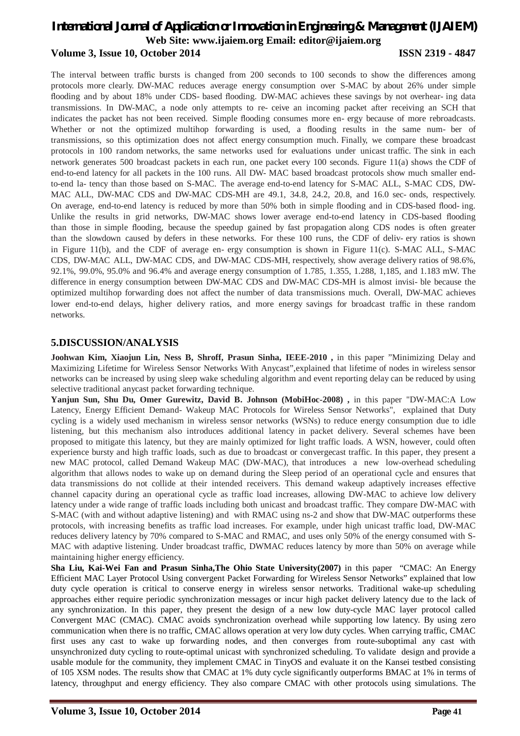The interval between traffic bursts is changed from 200 seconds to 100 seconds to show the differences among protocols more clearly. DW-MAC reduces average energy consumption over S-MAC by about 26% under simple flooding and by about 18% under CDS- based flooding. DW-MAC achieves these savings by not overhear- ing data transmissions. In DW-MAC, a node only attempts to re- ceive an incoming packet after receiving an SCH that indicates the packet has not been received. Simple flooding consumes more en- ergy because of more rebroadcasts. Whether or not the optimized multihop forwarding is used, a flooding results in the same num- ber of transmissions, so this optimization does not affect energy consumption much. Finally, we compare these broadcast protocols in 100 random networks, the same networks used for evaluations under unicast traffic. The sink in each network generates 500 broadcast packets in each run, one packet every 100 seconds. Figure 11(a) shows the CDF of end-to-end latency for all packets in the 100 runs. All DW- MAC based broadcast protocols show much smaller end-to-end la- tency than those based on S-MAC. The average end-to-end latency for S-MAC ALL, S-MAC CDS, DW-MAC ALL, DW-MAC CDS and DW-MAC CDS-MH are 49.1, 34.8, 24.2, 20.8, and 16.0 sec- onds, respectively. On average, end-to-end latency is reduced by more than 50% both in simple flooding and in CDS-based flood- ing. Unlike the results in grid networks, DW-MAC shows lower average end-to-end latency in CDS-based flooding than those in simple flooding, because the speedup gained by fast propagation along CDS nodes is often greater than the slowdown caused by defers in these networks. For these 100 runs, the CDF of deliv- ery ratios is shown in Figure 11(b), and the CDF of average en- ergy consumption is shown in Figure 11(c). S-MAC ALL, S-MAC CDS, DW-MAC ALL, DW-MAC CDS, and DW-MAC CDS-MH, respectively, show average delivery ratios of 98.6%, 92.1%, 99.0%, 95.0% and 96.4% and average energy consumption of 1.785, 1.355, 1.288, 1,185, and 1.183 mW. The difference in energy consumption between DW-MAC CDS and DW-MAC CDS-MH is almost invisi- ble because the optimized multihop forwarding does not affect the number of data transmissions much. Overall, DW-MAC achieves lower end-to-end delays, higher delivery ratios, and more energy savings for broadcast traffic in these random networks.

## 5.DISCUSSION/ANALYSIS

**Joohwan Kim, Xiaojun Lin, Ness B, Shroff, Prasun Sinha, IEEE-2010 ,** in this paper "Minimizing Delay and Maximizing Lifetime for Wireless Sensor Networks With Anycast",explained that lifetime of nodes in wireless sensor networks can be increased by using sleep wake scheduling algorithm and event reporting delay can be reduced by using selective traditional anycast packet forwarding technique.

**Yanjun Sun, Shu Du, Omer Gurewitz, David B. Johnson (MobiHoc-2008) ,** in this paper "DW-MAC:A Low Latency, Energy Efficient Demand- Wakeup MAC Protocols for Wireless Sensor Networks", explained that Duty cycling is a widely used mechanism in wireless sensor networks (WSNs) to reduce energy consumption due to idle listening, but this mechanism also introduces additional latency in packet delivery. Several schemes have been proposed to mitigate this latency, but they are mainly optimized for light traffic loads. A WSN, however, could often experience bursty and high traffic loads, such as due to broadcast or convergecast traffic. In this paper, they present a new MAC protocol, called Demand Wakeup MAC (DW-MAC), that introduces a new low-overhead scheduling algorithm that allows nodes to wake up on demand during the Sleep period of an operational cycle and ensures that data transmissions do not collide at their intended receivers. This demand wakeup adaptively increases effective channel capacity during an operational cycle as traffic load increases, allowing DW-MAC to achieve low delivery latency under a wide range of traffic loads including both unicast and broadcast traffic. They compare DW-MAC with S-MAC (with and without adaptive listening) and with RMAC using ns-2 and show that DW-MAC outperforms these protocols, with increasing benefits as traffic load increases. For example, under high unicast traffic load, DW-MAC reduces delivery latency by 70% compared to S-MAC and RMAC, and uses only 50% of the energy consumed with S-MAC with adaptive listening. Under broadcast traffic, DWMAC reduces latency by more than 50% on average while maintaining higher energy efficiency.

**Sha Liu, Kai-Wei Fan and Prasun Sinha,The Ohio State University(2007)** in this paper "CMAC: An Energy Efficient MAC Layer Protocol Using convergent Packet Forwarding for Wireless Sensor Networks" explained that low duty cycle operation is critical to conserve energy in wireless sensor networks. Traditional wake-up scheduling approaches either require periodic synchronization messages or incur high packet delivery latency due to the lack of any synchronization. In this paper, they present the design of a new low duty-cycle MAC layer protocol called Convergent MAC (CMAC). CMAC avoids synchronization overhead while supporting low latency. By using zero communication when there is no traffic, CMAC allows operation at very low duty cycles. When carrying traffic, CMAC first uses any cast to wake up forwarding nodes, and then converges from route-suboptimal any cast with unsynchronized duty cycling to route-optimal unicast with synchronized scheduling. To validate design and provide a usable module for the community, they implement CMAC in TinyOS and evaluate it on the Kansei testbed consisting of 105 XSM nodes. The results show that CMAC at 1% duty cycle significantly outperforms BMAC at 1% in terms of latency, throughput and energy efficiency. They also compare CMAC with other protocols using simulations. The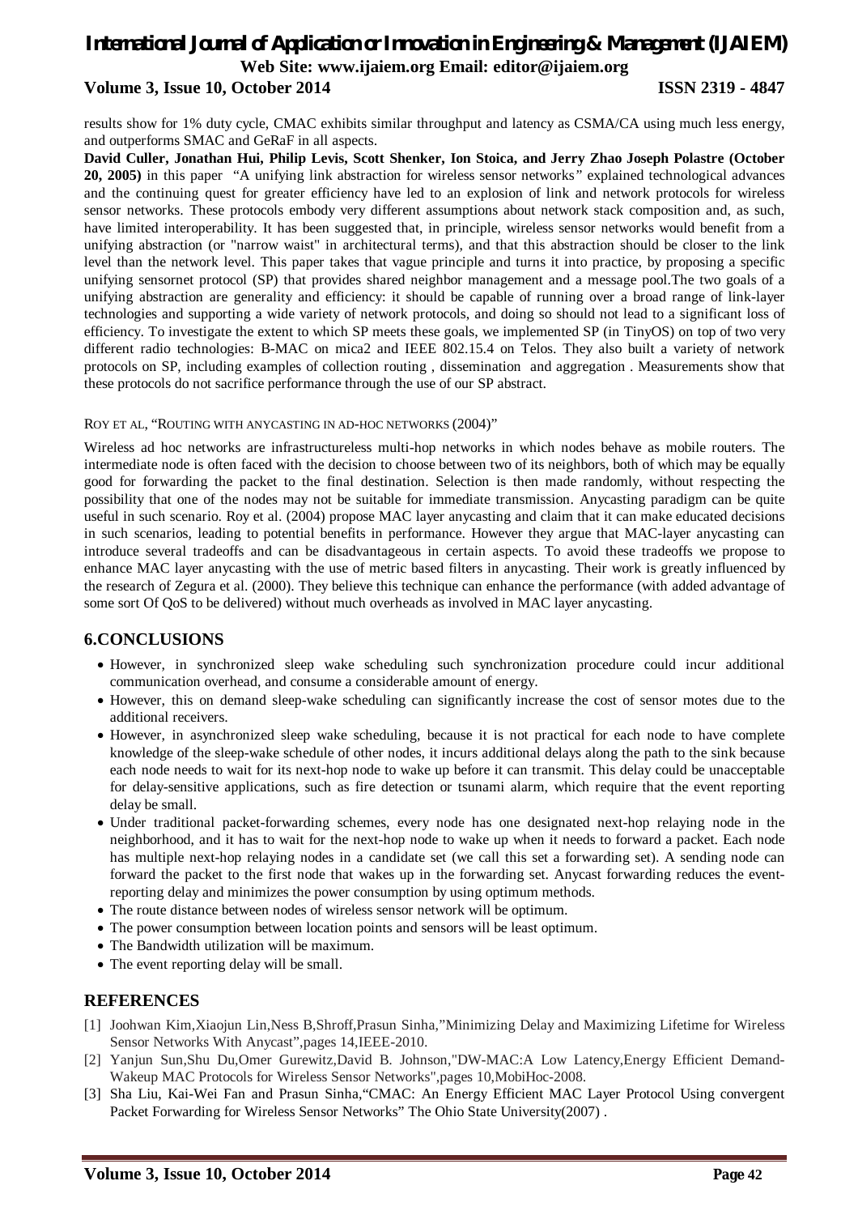results show for 1% duty cycle, CMAC exhibits similar throughput and latency as CSMA/CA using much less energy, and outperforms SMAC and GeRaF in all aspects.

**David Culler, Jonathan Hui, Philip Levis, Scott Shenker, Ion Stoica, and Jerry Zhao Joseph Polastre (October 20, 2005)** in this paper "A unifying link abstraction for wireless sensor networks" explained technological advances and the continuing quest for greater efficiency have led to an explosion of link and network protocols for wireless sensor networks. These protocols embody very different assumptions about network stack composition and, as such, have limited interoperability. It has been suggested that, in principle, wireless sensor networks would benefit from a unifying abstraction (or "narrow waist" in architectural terms), and that this abstraction should be closer to the link level than the network level. This paper takes that vague principle and turns it into practice, by proposing a specific unifying sensornet protocol (SP) that provides shared neighbor management and a message pool.The two goals of a unifying abstraction are generality and efficiency: it should be capable of running over a broad range of link-layer technologies and supporting a wide variety of network protocols, and doing so should not lead to a significant loss of efficiency. To investigate the extent to which SP meets these goals, we implemented SP (in TinyOS) on top of two very different radio technologies: B-MAC on mica2 and IEEE 802.15.4 on Telos. They also built a variety of network protocols on SP, including examples of collection routing , dissemination and aggregation . Measurements show that these protocols do not sacrifice performance through the use of our SP abstract.

ROY ET AL, "ROUTING WITH ANYCASTING IN AD-HOC NETWORKS (2004)"

Wireless ad hoc networks are infrastructureless multi-hop networks in which nodes behave as mobile routers. The intermediate node is often faced with the decision to choose between two of its neighbors, both of which may be equally good for forwarding the packet to the final destination. Selection is then made randomly, without respecting the possibility that one of the nodes may not be suitable for immediate transmission. Anycasting paradigm can be quite useful in such scenario. Roy et al. (2004) propose MAC layer anycasting and claim that it can make educated decisions in such scenarios, leading to potential benefits in performance. However they argue that MAC-layer anycasting can introduce several tradeoffs and can be disadvantageous in certain aspects. To avoid these tradeoffs we propose to enhance MAC layer anycasting with the use of metric based filters in anycasting. Their work is greatly influenced by the research of Zegura et al. (2000). They believe this technique can enhance the performance (with added advantage of some sort Of QoS to be delivered) without much overheads as involved in MAC layer anycasting.

## 6.CONCLUSIONS

- However, in synchronized sleep wake scheduling such synchronization procedure could incur additional communication overhead, and consume a considerable amount of energy.
- However, this on demand sleep-wake scheduling can significantly increase the cost of sensor motes due to the additional receivers.
- However, in asynchronized sleep wake scheduling, because it is not practical for each node to have complete knowledge of the sleep-wake schedule of other nodes, it incurs additional delays along the path to the sink because each node needs to wait for its next-hop node to wake up before it can transmit. This delay could be unacceptable for delay-sensitive applications, such as fire detection or tsunami alarm, which require that the event reporting delay be small.
- Under traditional packet-forwarding schemes, every node has one designated next-hop relaying node in the neighborhood, and it has to wait for the next-hop node to wake up when it needs to forward a packet. Each node has multiple next-hop relaying nodes in a candidate set (we call this set a forwarding set). A sending node can forward the packet to the first node that wakes up in the forwarding set. Anycast forwarding reduces the event-reporting delay and minimizes the power consumption by using optimum methods.
- The route distance between nodes of wireless sensor network will be optimum.
- The power consumption between location points and sensors will be least optimum.
- The Bandwidth utilization will be maximum.
- The event reporting delay will be small.

## REFERENCES

[1] Joohwan Kim,Xiaojun Lin,Ness B,Shroff,Prasun Sinha,"Minimizing Delay and Maximizing Lifetime for Wireless Sensor Networks With Anycast",pages 14,IEEE-2010.

[2] Yanjun Sun,Shu Du,Omer Gurewitz,David B. Johnson,"DW-MAC:A Low Latency,Energy Efficient Demand-Wakeup MAC Protocols for Wireless Sensor Networks",pages 10,MobiHoc-2008.

[3] Sha Liu, Kai-Wei Fan and Prasun Sinha,"CMAC: An Energy Efficient MAC Layer Protocol Using convergent Packet Forwarding for Wireless Sensor Networks" The Ohio State University(2007) .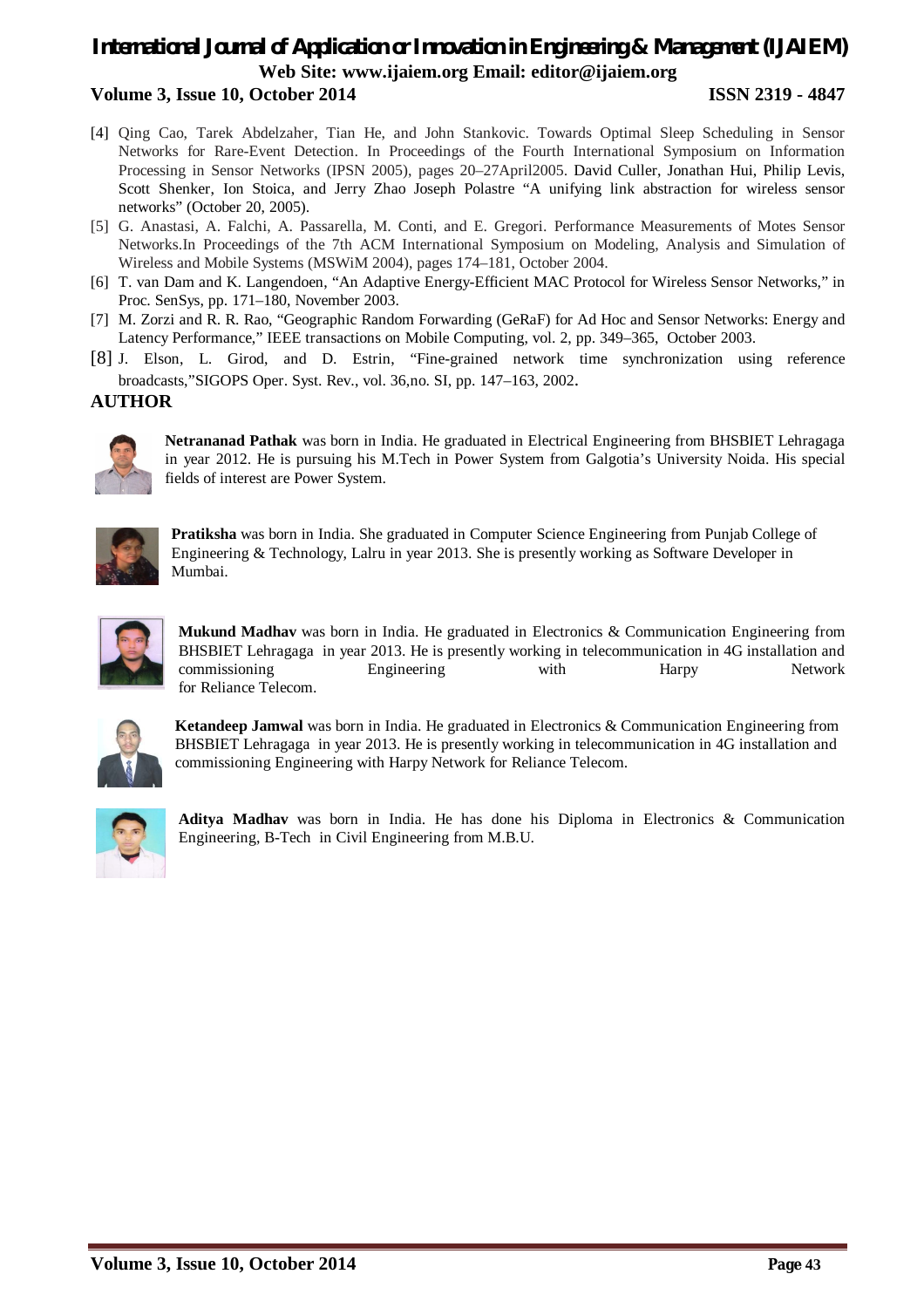[4] Qing Cao, Tarek Abdelzaher, Tian He, and John Stankovic. Towards Optimal Sleep Scheduling in Sensor Networks for Rare-Event Detection. In Proceedings of the Fourth International Symposium on Information Processing in Sensor Networks (IPSN 2005), pages 20–27April2005. David Culler, Jonathan Hui, Philip Levis, Scott Shenker, Ion Stoica, and Jerry Zhao Joseph Polastre "A unifying link abstraction for wireless sensor networks" (October 20, 2005).

[5] G. Anastasi, A. Falchi, A. Passarella, M. Conti, and E. Gregori. Performance Measurements of Motes Sensor Networks.In Proceedings of the 7th ACM International Symposium on Modeling, Analysis and Simulation of Wireless and Mobile Systems (MSWiM 2004), pages 174–181, October 2004.

[6] T. van Dam and K. Langendoen, "An Adaptive Energy-Efficient MAC Protocol for Wireless Sensor Networks," in Proc. SenSys, pp. 171–180, November 2003.

[7] M. Zorzi and R. R. Rao, "Geographic Random Forwarding (GeRaF) for Ad Hoc and Sensor Networks: Energy and Latency Performance," IEEE transactions on Mobile Computing, vol. 2, pp. 349–365, October 2003.

[8] J. Elson, L. Girod, and D. Estrin, "Fine-grained network time synchronization using reference broadcasts,"SIGOPS Oper. Syst. Rev., vol. 36,no. SI, pp. 147–163, 2002.

## AUTHOR

**Netrananad Pathak** was born in India. He graduated in Electrical Engineering from BHSBIET Lehragaga in year 2012. He is pursuing his M.Tech in Power System from Galgotia's University Noida. His special fields of interest are Power System.

**Pratiksha** was born in India. She graduated in Computer Science Engineering from Punjab College of Engineering & Technology, Lalru in year 2013. She is presently working as Software Developer in Mumbai.

**Mukund Madhav** was born in India. He graduated in Electronics & Communication Engineering from BHSBIET Lehragaga in year 2013. He is presently working in telecommunication in 4G installation and commissioning Engineering with Harpy Network for Reliance Telecom.

**Ketandeep Jamwal** was born in India. He graduated in Electronics & Communication Engineering from BHSBIET Lehragaga in year 2013. He is presently working in telecommunication in 4G installation and commissioning Engineering with Harpy Network for Reliance Telecom.

**Aditya Madhav** was born in India. He has done his Diploma in Electronics & Communication Engineering, B-Tech in Civil Engineering from M.B.U.